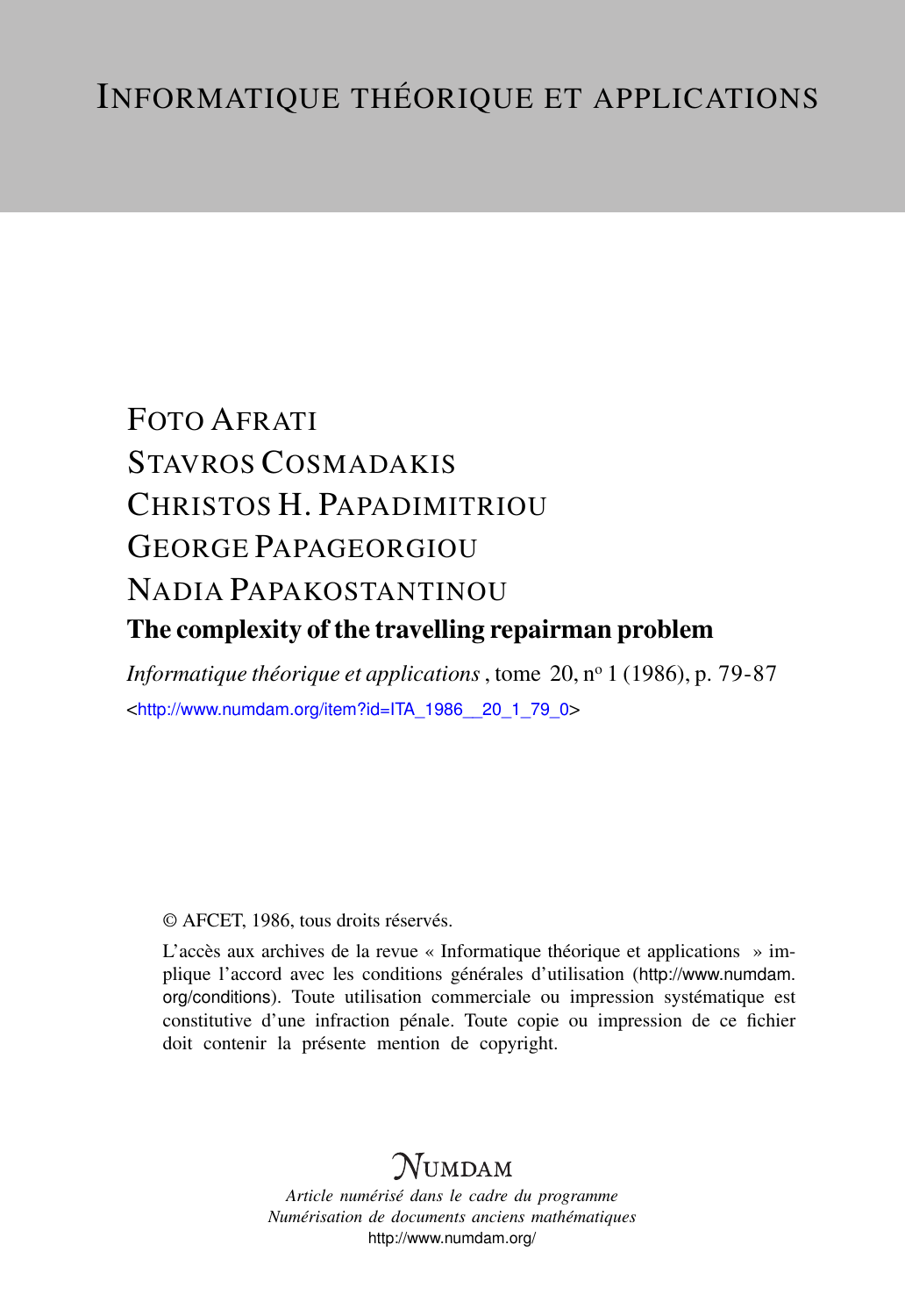# INFORMATIQUE THÉORIQUE ET APPLICATIONS

FOTO AFRATI
STAVROS COSMADAKIS
CHRISTOS H. PAPADIMITRIOU
GEORGE PAPAGEORGIOU
NADIA PAPAKOSTANTINOU

## The complexity of the travelling repairman problem

*Informatique théorique et applications*, tome 20, n$^{o}$ 1 (1986), p. 79-87

<http://www.numdam.org/item?id=ITA_1986__20_1_79_0>

© AFCET, 1986, tous droits réservés.

L'accès aux archives de la revue « Informatique théorique et applications » implique l'accord avec les conditions générales d'utilisation (http://www.numdam.org/conditions). Toute utilisation commerciale ou impression systématique est constitutive d'une infraction pénale. Toute copie ou impression de ce fichier doit contenir la présente mention de copyright.

NUMDAM

*Article numérisé dans le cadre du programme*
*Numérisation de documents anciens mathématiques*
http://www.numdam.org/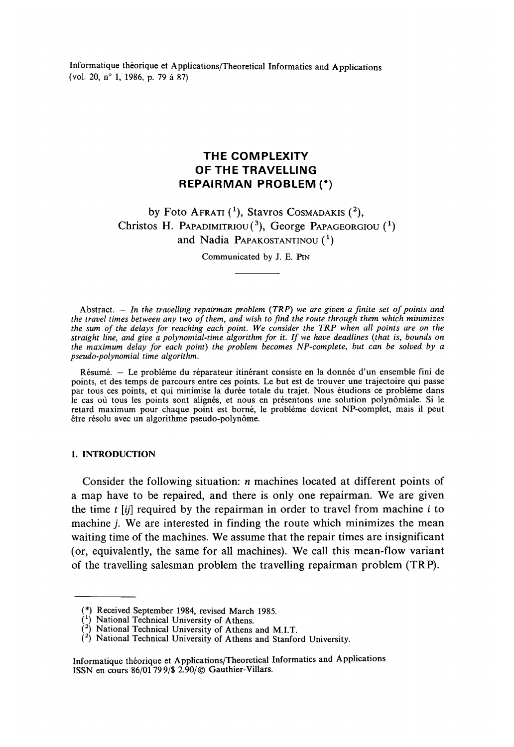Informatique théorique et Applications/Theoretical Informatics and Applications
(vol. 20, n° 1, 1986, p. 79 à 87)

# THE COMPLEXITY OF THE TRAVELLING REPAIRMAN PROBLEM (*)

by Foto Afrati ([1]), Stavros Cosmadakis ([2]), Christos H. Papadimitriou ([3]), George Papageorgiou ([1]) and Nadia Papakostantinou ([1])

Communicated by J. E. Pin

---

Abstract. — *In the travelling repairman problem (TRP) we are given a finite set of points and the travel times between any two of them, and wish to find the route through them which minimizes the sum of the delays for reaching each point. We consider the TRP when all points are on the straight line, and give a polynomial-time algorithm for it. If we have deadlines (that is, bounds on the maximum delay for each point) the problem becomes NP-complete, but can be solved by a pseudo-polynomial time algorithm.*

Résumé. — Le problème du réparateur itinérant consiste en la donnée d'un ensemble fini de points, et des temps de parcours entre ces points. Le but est de trouver une trajectoire qui passe par tous ces points, et qui minimise la durée totale du trajet. Nous étudions ce problème dans le cas où tous les points sont alignés, et nous en présentons une solution polynômiale. Si le retard maximum pour chaque point est borné, le problème devient NP-complet, mais il peut être résolu avec un algorithme pseudo-polynôme.

## 1. INTRODUCTION

Consider the following situation: $n$ machines located at different points of a map have to be repaired, and there is only one repairman. We are given the time $t\,[ij]$ required by the repairman in order to travel from machine $i$ to machine $j$. We are interested in finding the route which minimizes the mean waiting time of the machines. We assume that the repair times are insignificant (or, equivalently, the same for all machines). We call this mean-flow variant of the travelling salesman problem the travelling repairman problem (TRP).

---

(*) Received September 1984, revised March 1985.
([1]) National Technical University of Athens.
([2]) National Technical University of Athens and M.I.T.
([2]) National Technical University of Athens and Stanford University.

Informatique théorique et Applications/Theoretical Informatics and Applications
ISSN en cours 86/01 79 9/$ 2.90/© Gauthier-Villars.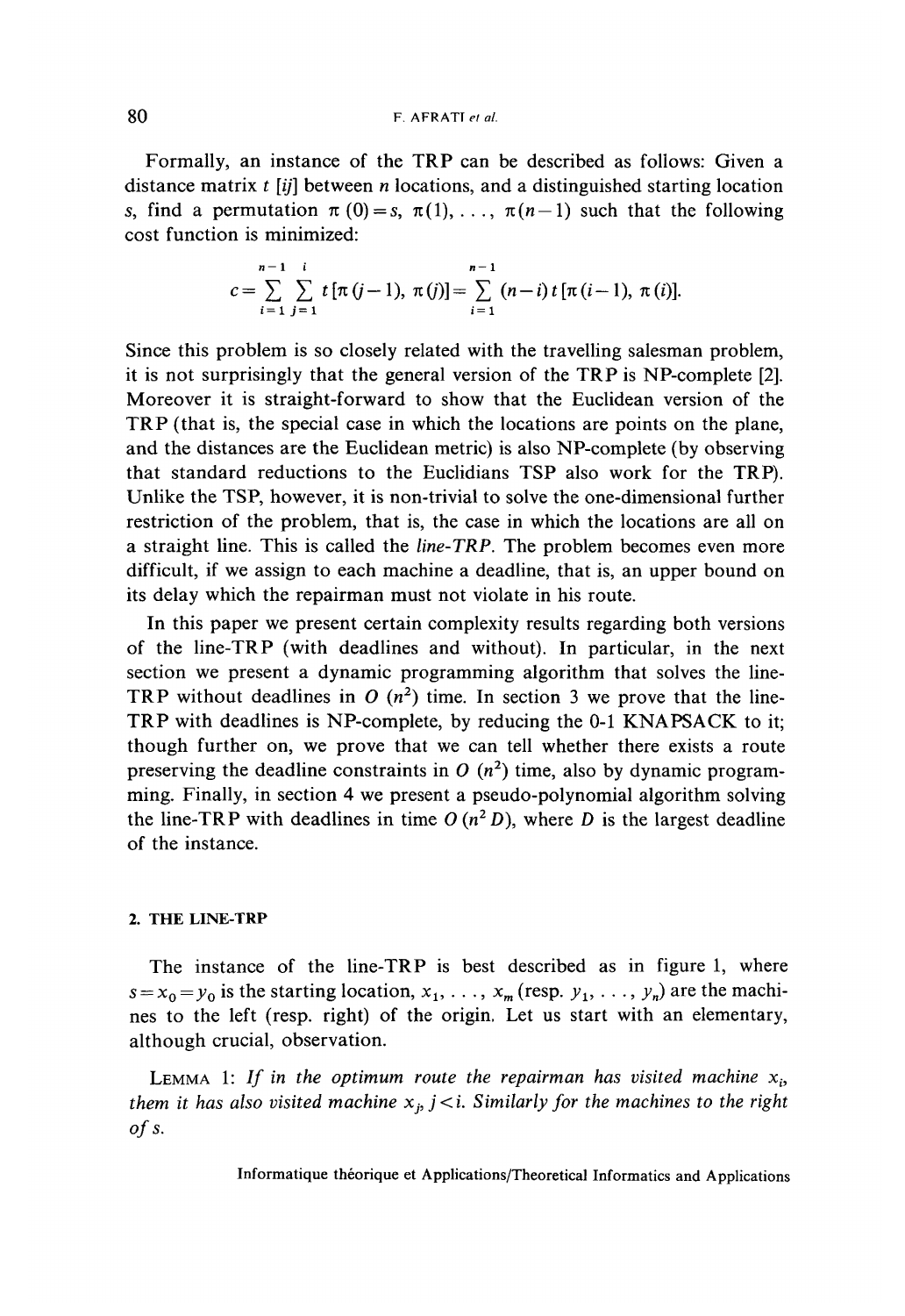Formally, an instance of the TRP can be described as follows: Given a distance matrix $t[ij]$ between $n$ locations, and a distinguished starting location $s$, find a permutation $\pi(0)=s$, $\pi(1), \ldots, \pi(n-1)$ such that the following cost function is minimized:

$$c=\sum_{i=1}^{n-1}\sum_{j=1}^{i} t[\pi(j-1), \pi(j)]=\sum_{i=1}^{n-1}(n-i)\, t[\pi(i-1), \pi(i)].$$

Since this problem is so closely related with the travelling salesman problem, it is not surprisingly that the general version of the TRP is NP-complete [2]. Moreover it is straight-forward to show that the Euclidean version of the TRP (that is, the special case in which the locations are points on the plane, and the distances are the Euclidean metric) is also NP-complete (by observing that standard reductions to the Euclidians TSP also work for the TRP). Unlike the TSP, however, it is non-trivial to solve the one-dimensional further restriction of the problem, that is, the case in which the locations are all on a straight line. This is called the *line-TRP*. The problem becomes even more difficult, if we assign to each machine a deadline, that is, an upper bound on its delay which the repairman must not violate in his route.

In this paper we present certain complexity results regarding both versions of the line-TRP (with deadlines and without). In particular, in the next section we present a dynamic programming algorithm that solves the line-TRP without deadlines in $O(n^2)$ time. In section 3 we prove that the line-TRP with deadlines is NP-complete, by reducing the 0-1 KNAPSACK to it; though further on, we prove that we can tell whether there exists a route preserving the deadline constraints in $O(n^2)$ time, also by dynamic programming. Finally, in section 4 we present a pseudo-polynomial algorithm solving the line-TRP with deadlines in time $O(n^2 D)$, where $D$ is the largest deadline of the instance.

## 2. THE LINE-TRP

The instance of the line-TRP is best described as in figure 1, where $s=x_0=y_0$ is the starting location, $x_1, \ldots, x_m$ (resp. $y_1, \ldots, y_n$) are the machines to the left (resp. right) of the origin. Let us start with an elementary, although crucial, observation.

LEMMA 1: *If in the optimum route the repairman has visited machine $x_i$, them it has also visited machine $x_j$, $j<i$. Similarly for the machines to the right of $s$.*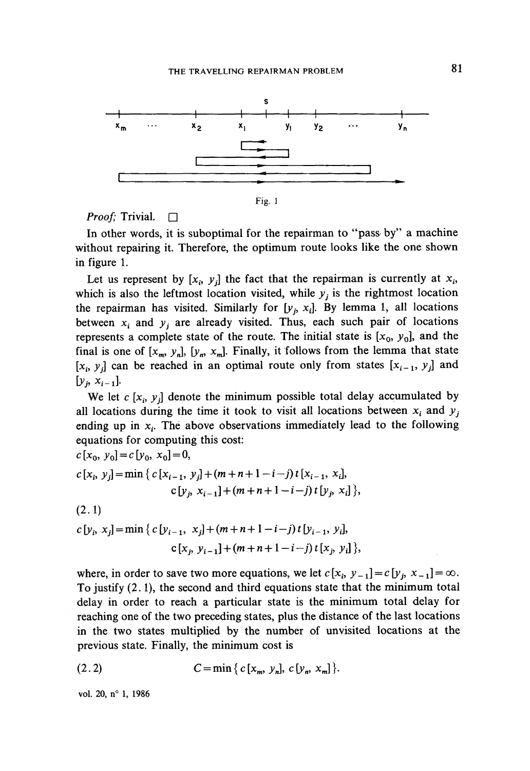Fig. 1

*Proof*; Trivial. □

In other words, it is suboptimal for the repairman to "pass by" a machine without repairing it. Therefore, the optimum route looks like the one shown in figure 1.

Let us represent by $[x_i, y_j]$ the fact that the repairman is currently at $x_i$, which is also the leftmost location visited, while $y_j$ is the rightmost location the repairman has visited. Similarly for $[y_j, x_i]$. By lemma 1, all locations between $x_i$ and $y_j$ are already visited. Thus, each such pair of locations represents a complete state of the route. The initial state is $[x_0, y_0]$, and the final is one of $[x_m, y_n]$, $[y_n, x_m]$. Finally, it follows from the lemma that state $[x_i, y_j]$ can be reached in an optimal route only from states $[x_{i-1}, y_j]$ and $[y_j, x_{i-1}]$.

We let $c[x_i, y_j]$ denote the minimum possible total delay accumulated by all locations during the time it took to visit all locations between $x_i$ and $y_j$ ending up in $x_i$. The above observations immediately lead to the following equations for computing this cost:

$$
\begin{aligned}
&c[x_0, y_0] = c[y_0, x_0] = 0,\\
&c[x_i, y_j] = \min\{c[x_{i-1}, y_j] + (m+n+1-i-j)\,t[x_{i-1}, x_i],\\
&\qquad\qquad c[y_j, x_{i-1}] + (m+n+1-i-j)\,t[y_j, x_i]\},
\end{aligned}
\tag{2.1}
$$

$$
\begin{aligned}
&c[y_i, x_j] = \min\{c[y_{i-1}, x_j] + (m+n+1-i-j)\,t[y_{i-1}, y_i],\\
&\qquad\qquad c[x_j, y_{i-1}] + (m+n+1-i-j)\,t[x_j, y_i]\},
\end{aligned}
$$

where, in order to save two more equations, we let $c[x_i, y_{-1}] = c[y_j, x_{-1}] = \infty$. To justify (2.1), the second and third equations state that the minimum total delay in order to reach a particular state is the minimum total delay for reaching one of the two preceding states, plus the distance of the last locations in the two states multiplied by the number of unvisited locations at the previous state. Finally, the minimum cost is

$$
C = \min\{c[x_m, y_n], c[y_n, x_m]\}. \tag{2.2}
$$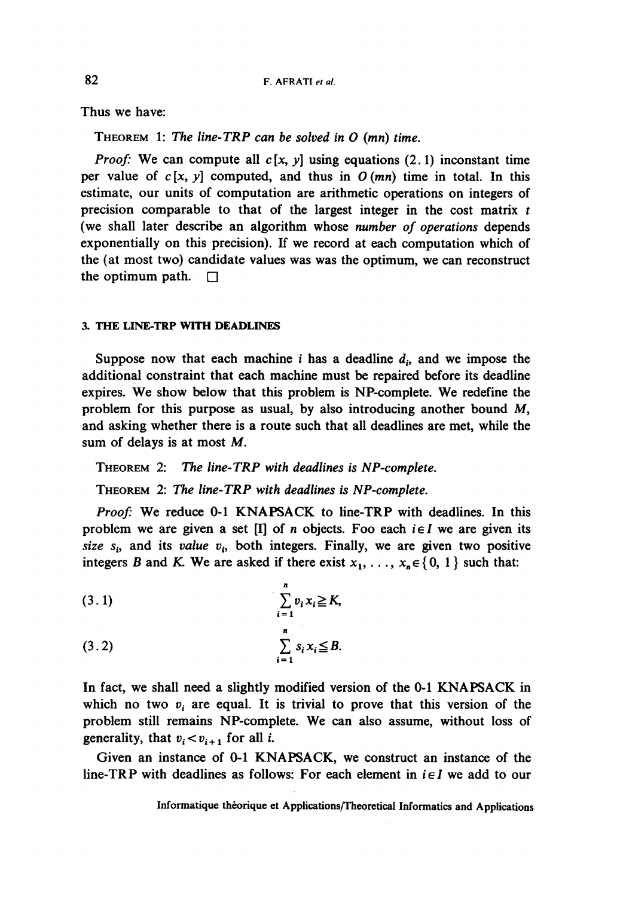Thus we have:

THEOREM 1: *The line-TRP can be solved in $O(mn)$ time.*

*Proof:* We can compute all $c[x, y]$ using equations (2.1) inconstant time per value of $c[x, y]$ computed, and thus in $O(mn)$ time in total. In this estimate, our units of computation are arithmetic operations on integers of precision comparable to that of the largest integer in the cost matrix $t$ (we shall later describe an algorithm whose *number of operations* depends exponentially on this precision). If we record at each computation which of the (at most two) candidate values was was the optimum, we can reconstruct the optimum path. □

### 3. THE LINE-TRP WITH DEADLINES

Suppose now that each machine $i$ has a deadline $d_i$, and we impose the additional constraint that each machine must be repaired before its deadline expires. We show below that this problem is NP-complete. We redefine the problem for this purpose as usual, by also introducing another bound $M$, and asking whether there is a route such that all deadlines are met, while the sum of delays is at most $M$.

THEOREM 2: *The line-TRP with deadlines is NP-complete.*

THEOREM 2: *The line-TRP with deadlines is NP-complete.*

*Proof:* We reduce 0-1 KNAPSACK to line-TRP with deadlines. In this problem we are given a set [I] of $n$ objects. Foo each $i \in I$ we are given its *size* $s_i$, and its *value* $v_i$, both integers. Finally, we are given two positive integers $B$ and $K$. We are asked if there exist $x_1, \ldots, x_n \in \{0, 1\}$ such that:

$$\sum_{i=1}^{n} v_i x_i \geqq K, \tag{3.1}$$

$$\sum_{i=1}^{n} s_i x_i \leqq B. \tag{3.2}$$

In fact, we shall need a slightly modified version of the 0-1 KNAPSACK in which no two $v_i$ are equal. It is trivial to prove that this version of the problem still remains NP-complete. We can also assume, without loss of generality, that $v_i < v_{i+1}$ for all $i$.

Given an instance of 0-1 KNAPSACK, we construct an instance of the line-TRP with deadlines as follows: For each element in $i \in I$ we add to our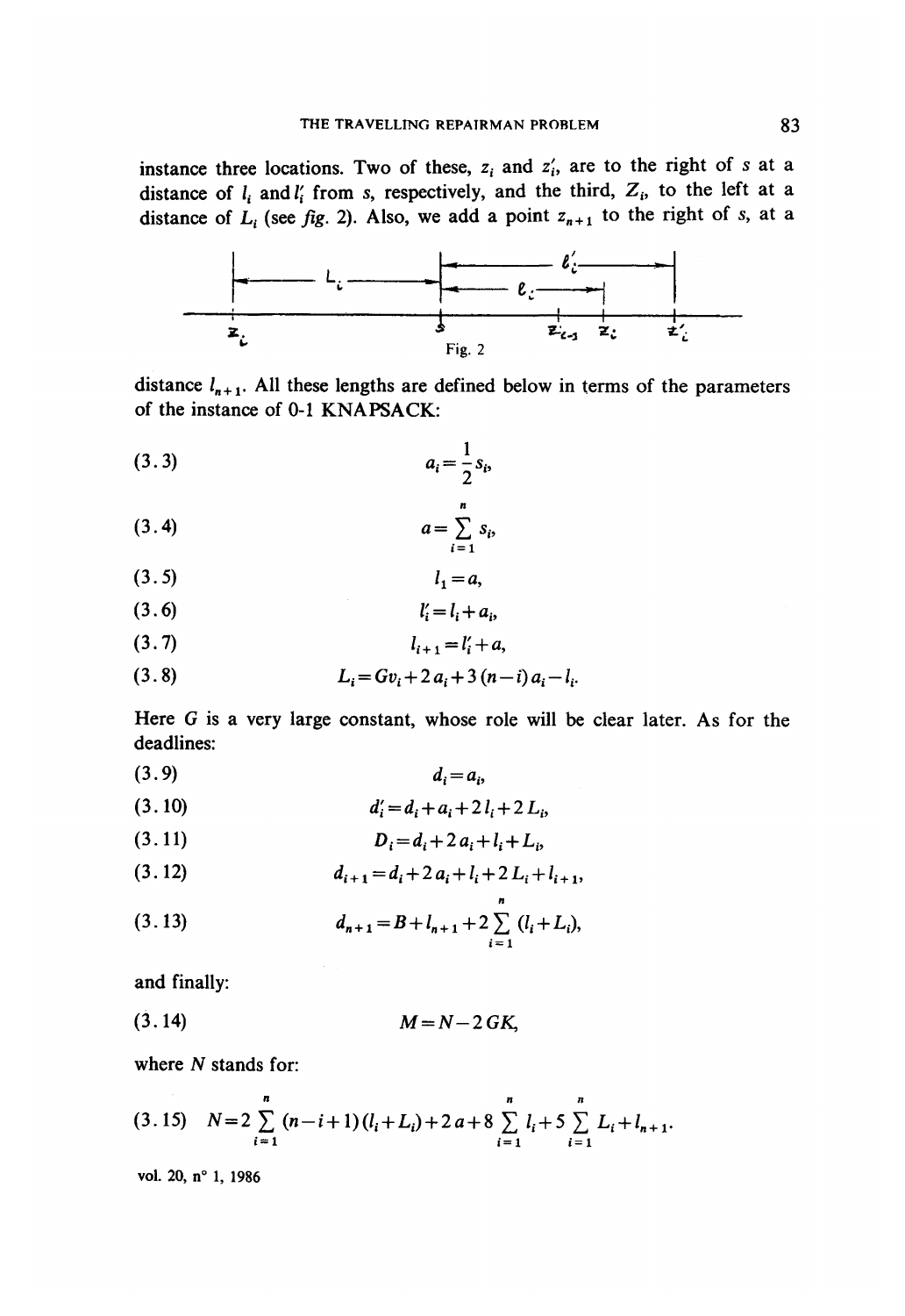instance three locations. Two of these, $z_i$ and $z_i'$, are to the right of $s$ at a distance of $l_i$ and $l_i'$ from $s$, respectively, and the third, $Z_i$, to the left at a distance of $L_i$ (see *fig.* 2). Also, we add a point $z_{n+1}$ to the right of $s$, at a

Fig. 2

distance $l_{n+1}$. All these lengths are defined below in terms of the parameters of the instance of 0-1 KNAPSACK:

$$a_i = \frac{1}{2} s_i, \tag{3.3}$$

$$a = \sum_{i=1}^{n} s_i, \tag{3.4}$$

$$l_1 = a, \tag{3.5}$$

$$l_i' = l_i + a_i, \tag{3.6}$$

$$l_{i+1} = l_i' + a, \tag{3.7}$$

$$L_i = G v_i + 2 a_i + 3 (n-i) a_i - l_i. \tag{3.8}$$

Here $G$ is a very large constant, whose role will be clear later. As for the deadlines:

$$d_i = a_i, \tag{3.9}$$

$$d_i' = d_i + a_i + 2 l_i + 2 L_i, \tag{3.10}$$

$$D_i = d_i + 2 a_i + l_i + L_i, \tag{3.11}$$

$$d_{i+1} = d_i + 2 a_i + l_i + 2 L_i + l_{i+1}, \tag{3.12}$$

$$d_{n+1} = B + l_{n+1} + 2 \sum_{i=1}^{n} (l_i + L_i), \tag{3.13}$$

and finally:

$$M = N - 2 G K, \tag{3.14}$$

where $N$ stands for:

$$N = 2 \sum_{i=1}^{n} (n-i+1)(l_i + L_i) + 2a + 8 \sum_{i=1}^{n} l_i + 5 \sum_{i=1}^{n} L_i + l_{n+1}. \tag{3.15}$$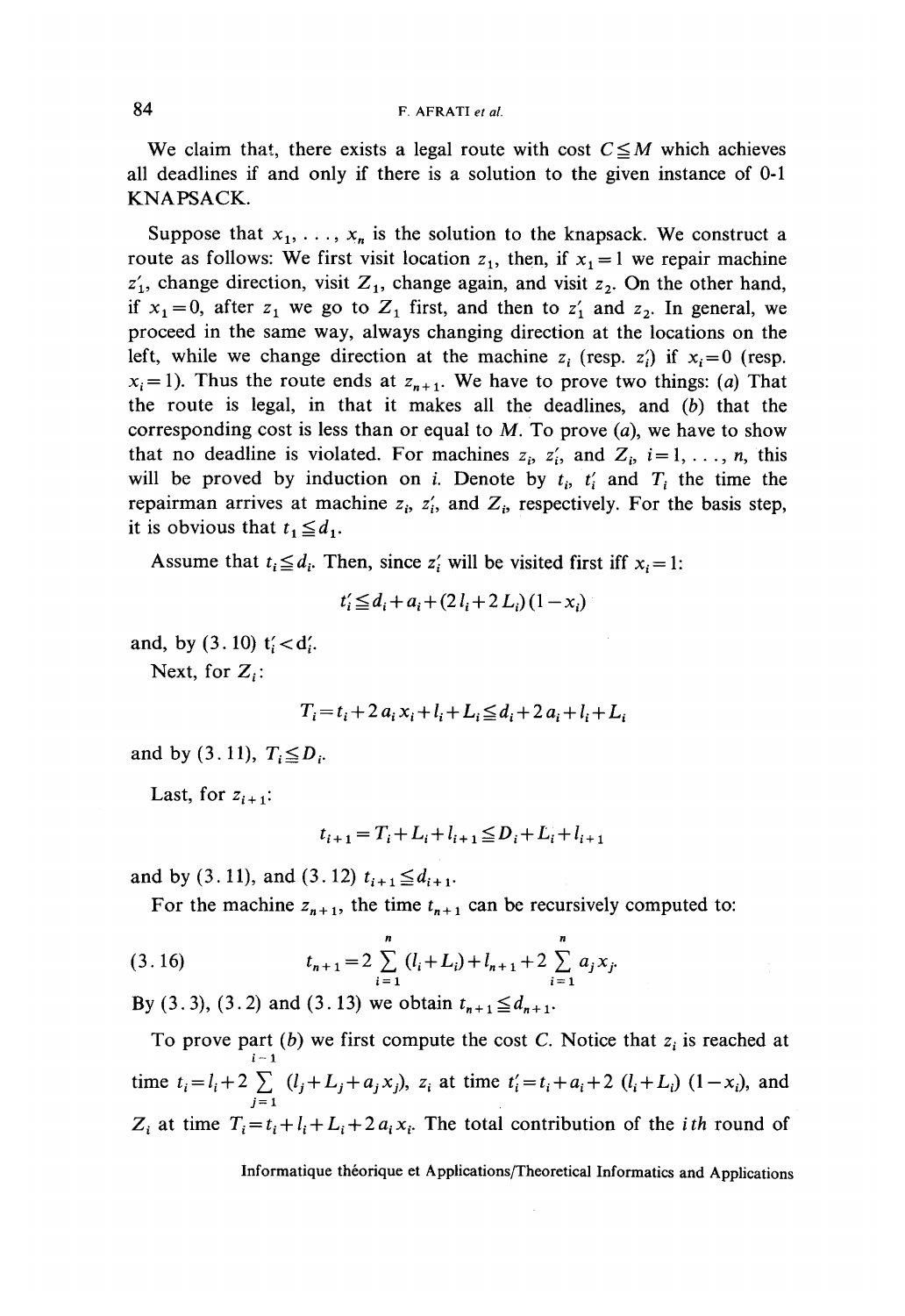We claim that, there exists a legal route with cost $C \leq M$ which achieves all deadlines if and only if there is a solution to the given instance of 0-1 KNAPSACK.

Suppose that $x_1, \ldots, x_n$ is the solution to the knapsack. We construct a route as follows: We first visit location $z_1$, then, if $x_1 = 1$ we repair machine $z'_1$, change direction, visit $Z_1$, change again, and visit $z_2$. On the other hand, if $x_1 = 0$, after $z_1$ we go to $Z_1$ first, and then to $z'_1$ and $z_2$. In general, we proceed in the same way, always changing direction at the locations on the left, while we change direction at the machine $z_i$ (resp. $z'_i$) if $x_i = 0$ (resp. $x_i = 1$). Thus the route ends at $z_{n+1}$. We have to prove two things: *(a)* That the route is legal, in that it makes all the deadlines, and *(b)* that the corresponding cost is less than or equal to $M$. To prove *(a)*, we have to show that no deadline is violated. For machines $z_i$, $z'_i$, and $Z_i$, $i = 1, \ldots, n$, this will be proved by induction on $i$. Denote by $t_i$, $t'_i$ and $T_i$ the time the repairman arrives at machine $z_i$, $z'_i$, and $Z_i$, respectively. For the basis step, it is obvious that $t_1 \leq d_1$.

Assume that $t_i \leq d_i$. Then, since $z'_i$ will be visited first iff $x_i = 1$:

$$t'_i \leq d_i + a_i + (2\,l_i + 2\,L_i)(1 - x_i)$$

and, by (3.10) $t'_i < d'_i$.

Next, for $Z_i$:

$$T_i = t_i + 2\,a_i\,x_i + l_i + L_i \leq d_i + 2\,a_i + l_i + L_i$$

and by (3.11), $T_i \leq D_i$.

Last, for $z_{i+1}$:

$$t_{i+1} = T_i + L_i + l_{i+1} \leq D_i + L_i + l_{i+1}$$

and by (3.11), and (3.12) $t_{i+1} \leq d_{i+1}$.

For the machine $z_{n+1}$, the time $t_{n+1}$ can be recursively computed to:

$$t_{n+1} = 2 \sum_{i=1}^{n} (l_i + L_i) + l_{n+1} + 2 \sum_{i=1}^{n} a_j x_j. \tag{3.16}$$

By (3.3), (3.2) and (3.13) we obtain $t_{n+1} \leq d_{n+1}$.

To prove part *(b)* we first compute the cost $C$. Notice that $z_i$ is reached at time $t_i = l_i + 2 \sum_{j=1}^{i-1} (l_j + L_j + a_j x_j)$, $z_i$ at time $t'_i = t_i + a_i + 2\,(l_i + L_i)\,(1 - x_i)$, and $Z_i$ at time $T_i = t_i + l_i + L_i + 2\,a_i\,x_i$. The total contribution of the *ith* round of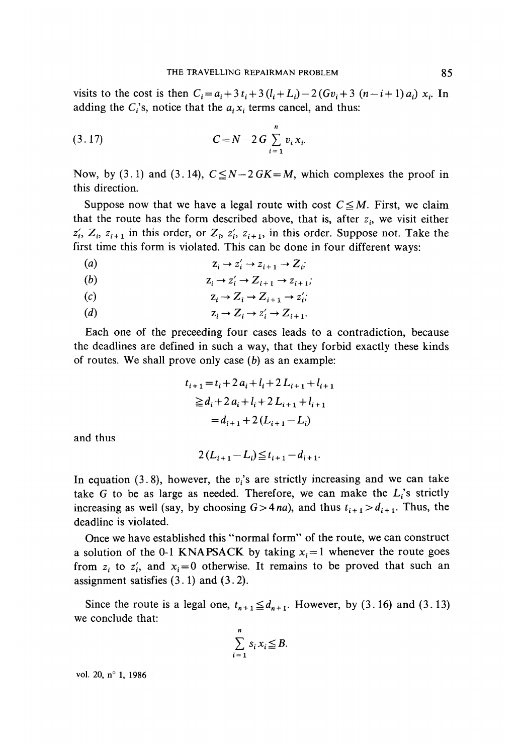visits to the cost is then $C_i = a_i + 3\,t_i + 3\,(l_i + L_i) - 2\,(Gv_i + 3\,(n - i + 1)\,a_i)\,x_i$. In adding the $C_i$'s, notice that the $a_i x_i$ terms cancel, and thus:

$$C = N - 2\,G \sum_{i=1}^{n} v_i x_i. \tag{3.17}$$

Now, by (3.1) and (3.14), $C \leqq N - 2\,GK = M$, which complexes the proof in this direction.

Suppose now that we have a legal route with cost $C \leqq M$. First, we claim that the route has the form described above, that is, after $z_i$, we visit either $z'_i$, $Z_i$, $z_{i+1}$ in this order, or $Z_i$, $z'_i$, $z_{i+1}$, in this order. Suppose not. Take the first time this form is violated. This can be done in four different ways:

(a) $$z_i \to z'_i \to z_{i+1} \to Z_i;$$

(b) $$z_i \to z'_i \to Z_{i+1} \to z_{i+1};$$

(c) $$z_i \to Z_i \to Z_{i+1} \to z'_i;$$

(d) $$z_i \to Z_i \to z'_i \to Z_{i+1}.$$

Each one of the preceeding four cases leads to a contradiction, because the deadlines are defined in such a way, that they forbid exactly these kinds of routes. We shall prove only case (b) as an example:

$$\begin{aligned} t_{i+1} &= t_i + 2\,a_i + l_i + 2\,L_{i+1} + l_{i+1} \\ &\geqq d_i + 2\,a_i + l_i + 2\,L_{i+1} + l_{i+1} \\ &= d_{i+1} + 2\,(L_{i+1} - L_i) \end{aligned}$$

and thus

$$2\,(L_{i+1} - L_i) \leqq t_{i+1} - d_{i+1}.$$

In equation (3.8), however, the $v_i$'s are strictly increasing and we can take take $G$ to be as large as needed. Therefore, we can make the $L_i$'s strictly increasing as well (say, by choosing $G > 4\,na$), and thus $t_{i+1} > d_{i+1}$. Thus, the deadline is violated.

Once we have established this "normal form" of the route, we can construct a solution of the 0-1 KNAPSACK by taking $x_i = 1$ whenever the route goes from $z_i$ to $z'_i$, and $x_i = 0$ otherwise. It remains to be proved that such an assignment satisfies (3.1) and (3.2).

Since the route is a legal one, $t_{n+1} \leqq d_{n+1}$. However, by (3.16) and (3.13) we conclude that:

$$\sum_{i=1}^{n} s_i x_i \leqq B.$$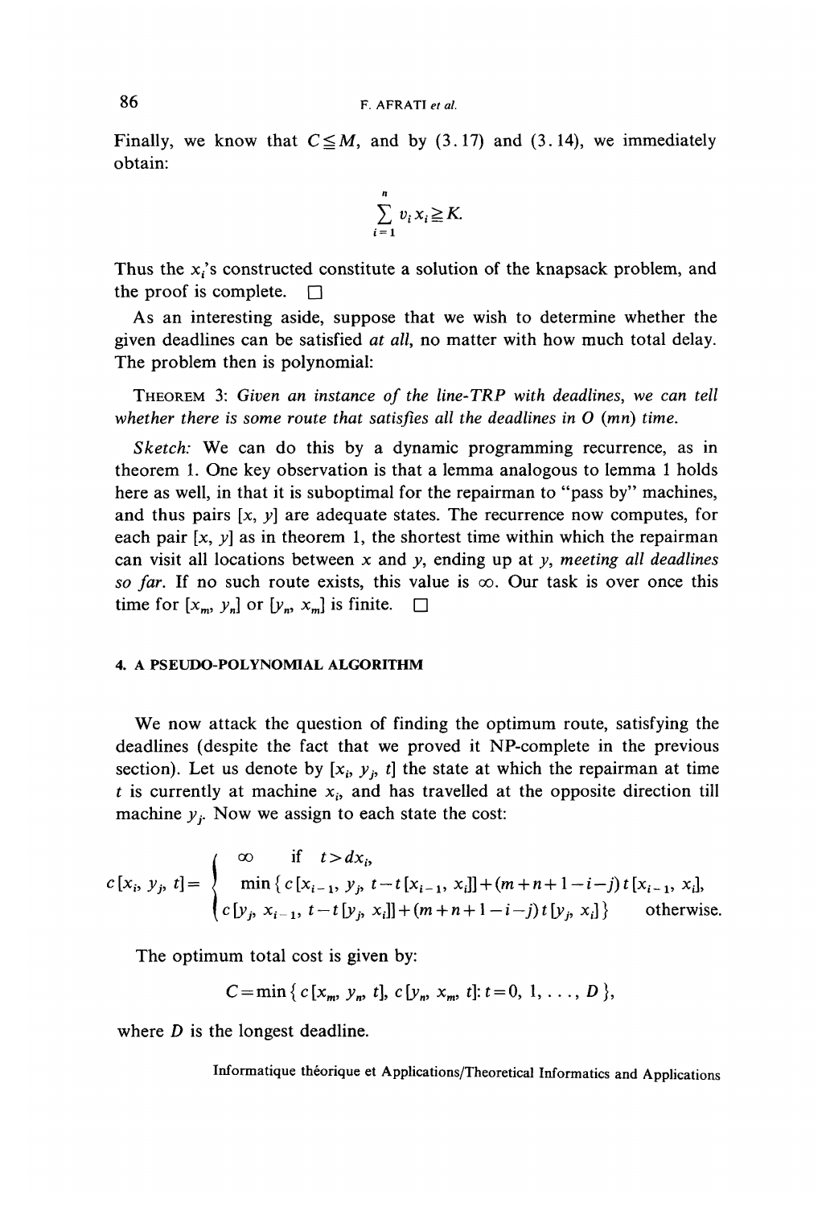Finally, we know that $C \leqq M$, and by (3.17) and (3.14), we immediately obtain:

$$\sum_{i=1}^{n} v_i x_i \geqq K.$$

Thus the $x_i$'s constructed constitute a solution of the knapsack problem, and the proof is complete. □

As an interesting aside, suppose that we wish to determine whether the given deadlines can be satisfied *at all*, no matter with how much total delay. The problem then is polynomial:

THEOREM 3: *Given an instance of the line-TRP with deadlines, we can tell whether there is some route that satisfies all the deadlines in O (mn) time.*

*Sketch:* We can do this by a dynamic programming recurrence, as in theorem 1. One key observation is that a lemma analogous to lemma 1 holds here as well, in that it is suboptimal for the repairman to "pass by" machines, and thus pairs $[x, y]$ are adequate states. The recurrence now computes, for each pair $[x, y]$ as in theorem 1, the shortest time within which the repairman can visit all locations between $x$ and $y$, ending up at $y$, *meeting all deadlines so far*. If no such route exists, this value is $\infty$. Our task is over once this time for $[x_m, y_n]$ or $[y_n, x_m]$ is finite. □

#### 4. A PSEUDO-POLYNOMIAL ALGORITHM

We now attack the question of finding the optimum route, satisfying the deadlines (despite the fact that we proved it NP-complete in the previous section). Let us denote by $[x_i, y_j, t]$ the state at which the repairman at time $t$ is currently at machine $x_i$, and has travelled at the opposite direction till machine $y_j$. Now we assign to each state the cost:

$$c[x_i, y_j, t] = \begin{cases} \infty & \text{if } t > dx_i, \\ \min\{c[x_{i-1}, y_j, t - t[x_{i-1}, x_i]] + (m+n+1-i-j)\, t[x_{i-1}, x_i], \\ c[y_j, x_{i-1}, t - t[y_j, x_i]] + (m+n+1-i-j)\, t[y_j, x_i]\} & \text{otherwise.} \end{cases}$$

The optimum total cost is given by:

$$C = \min\{c[x_m, y_n, t], c[y_n, x_m, t] : t = 0, 1, \ldots, D\},$$

where $D$ is the longest deadline.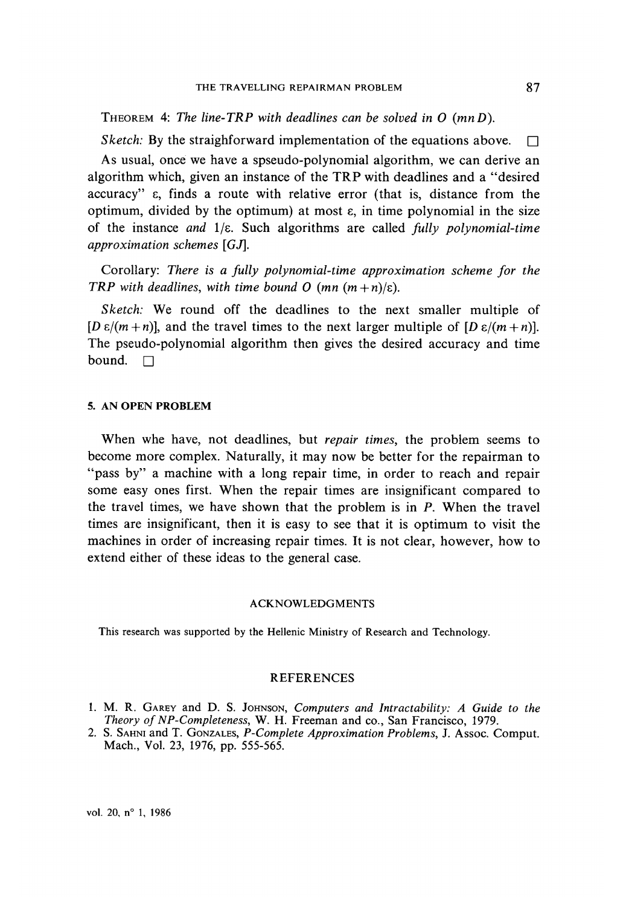THEOREM 4: *The line-TRP with deadlines can be solved in $O(mnD)$.*

*Sketch:* By the straighforward implementation of the equations above. □

As usual, once we have a spseudo-polynomial algorithm, we can derive an algorithm which, given an instance of the TRP with deadlines and a "desired accuracy" $\varepsilon$, finds a route with relative error (that is, distance from the optimum, divided by the optimum) at most $\varepsilon$, in time polynomial in the size of the instance *and* $1/\varepsilon$. Such algorithms are called *fully polynomial-time approximation schemes* [*GJ*].

Corollary: *There is a fully polynomial-time approximation scheme for the TRP with deadlines, with time bound $O(mn(m+n)/\varepsilon)$.*

*Sketch:* We round off the deadlines to the next smaller multiple of $[D\varepsilon/(m+n)]$, and the travel times to the next larger multiple of $[D\varepsilon/(m+n)]$. The pseudo-polynomial algorithm then gives the desired accuracy and time bound. □

## 5. AN OPEN PROBLEM

When whe have, not deadlines, but *repair times*, the problem seems to become more complex. Naturally, it may now be better for the repairman to "pass by" a machine with a long repair time, in order to reach and repair some easy ones first. When the repair times are insignificant compared to the travel times, we have shown that the problem is in *P*. When the travel times are insignificant, then it is easy to see that it is optimum to visit the machines in order of increasing repair times. It is not clear, however, how to extend either of these ideas to the general case.

## ACKNOWLEDGMENTS

This research was supported by the Hellenic Ministry of Research and Technology.

## REFERENCES

1. M. R. GAREY and D. S. JOHNSON, *Computers and Intractability: A Guide to the Theory of NP-Completeness*, W. H. Freeman and co., San Francisco, 1979.
2. S. SAHNI and T. GONZALES, *P-Complete Approximation Problems*, J. Assoc. Comput. Mach., Vol. 23, 1976, pp. 555-565.